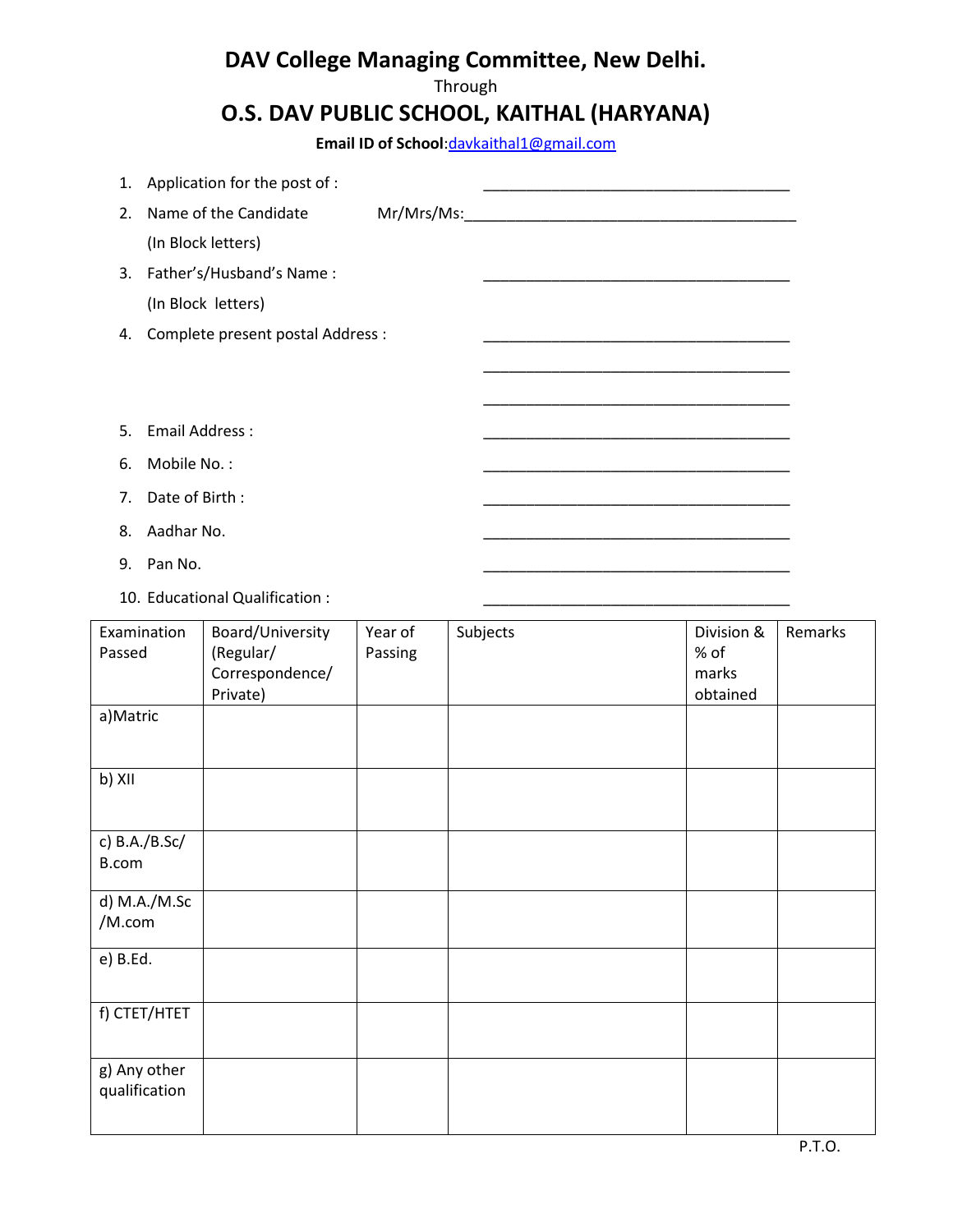# DAV College Managing Committee, New Delhi.

Through

## O.S. DAV PUBLIC SCHOOL, KAITHAL (HARYANA)

**Email ID of School**:davkaithal1@gmail.com

1. Application for the post of : ____________________________________
2. Name of the Candidate Mr/Mrs/Ms:________________________________________
   (In Block letters)
3. Father's/Husband's Name : ____________________________________
   (In Block letters)
4. Complete present postal Address : ____________________________________
   ____________________________________
   ____________________________________
5. Email Address : ____________________________________
6. Mobile No. : ____________________________________
7. Date of Birth : ____________________________________
8. Aadhar No. ____________________________________
9. Pan No. ____________________________________
10. Educational Qualification : ____________________________________

| Examination Passed | Board/University (Regular/ Correspondence/ Private) | Year of Passing | Subjects | Division & % of marks obtained | Remarks |
|---|---|---|---|---|---|
| a)Matric | | | | | |
| b) XII | | | | | |
| c) B.A./B.Sc/ B.com | | | | | |
| d) M.A./M.Sc /M.com | | | | | |
| e) B.Ed. | | | | | |
| f) CTET/HTET | | | | | |
| g) Any other qualification | | | | | |

P.T.O.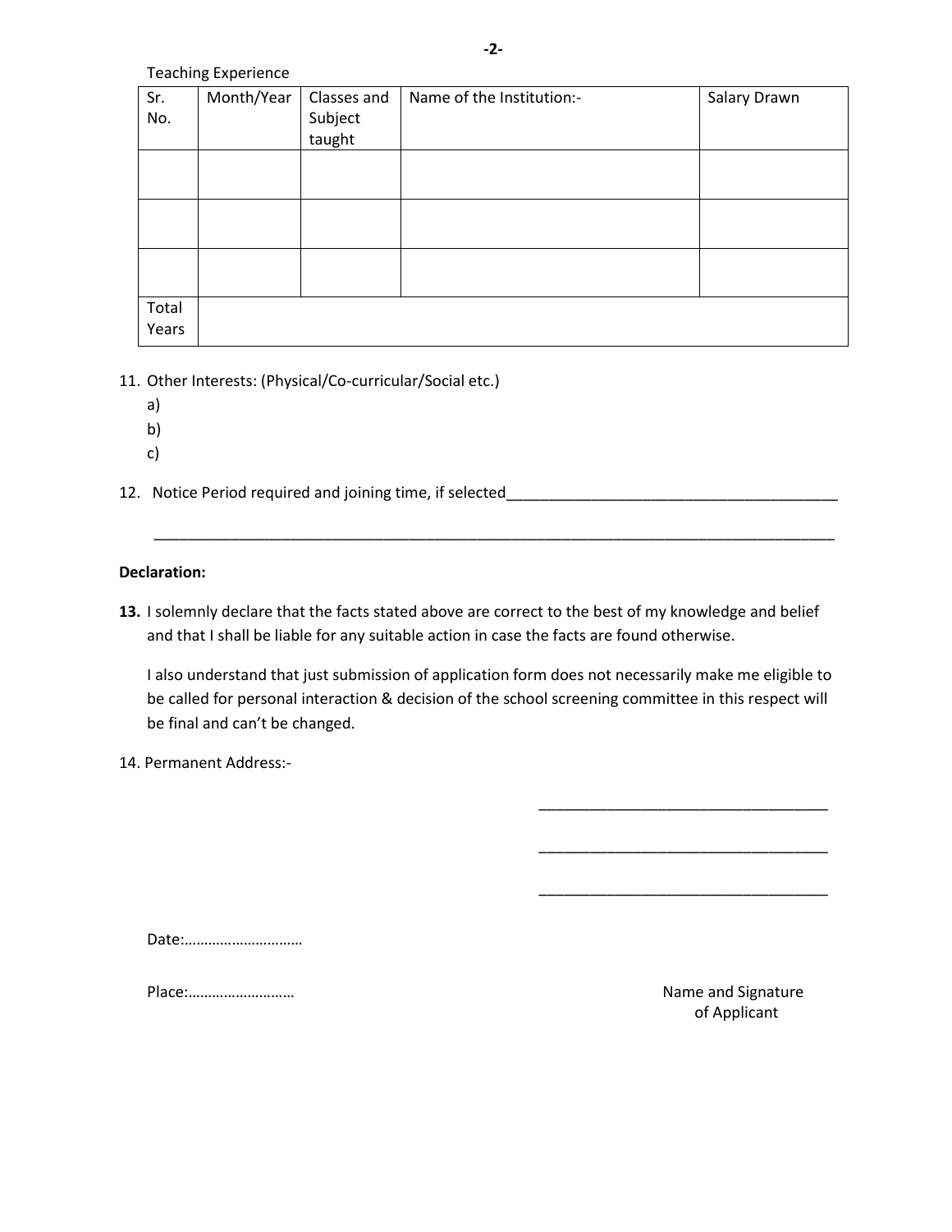Teaching Experience

| Sr. No. | Month/Year | Classes and Subject taught | Name of the Institution:- | Salary Drawn |
|---|---|---|---|---|
| | | | | |
| | | | | |
| | | | | |
| Total Years | | | | |

11. Other Interests: (Physical/Co-curricular/Social etc.)
    a)
    b)
    c)

12. Notice Period required and joining time, if selected________________________________________

    ________________________________________________________________________________

**Declaration:**

**13.** I solemnly declare that the facts stated above are correct to the best of my knowledge and belief and that I shall be liable for any suitable action in case the facts are found otherwise.

I also understand that just submission of application form does not necessarily make me eligible to be called for personal interaction & decision of the school screening committee in this respect will be final and can't be changed.

14. Permanent Address:-

___________________________________

___________________________________

___________________________________

Date:…………………………

Place:………………………

Name and Signature of Applicant